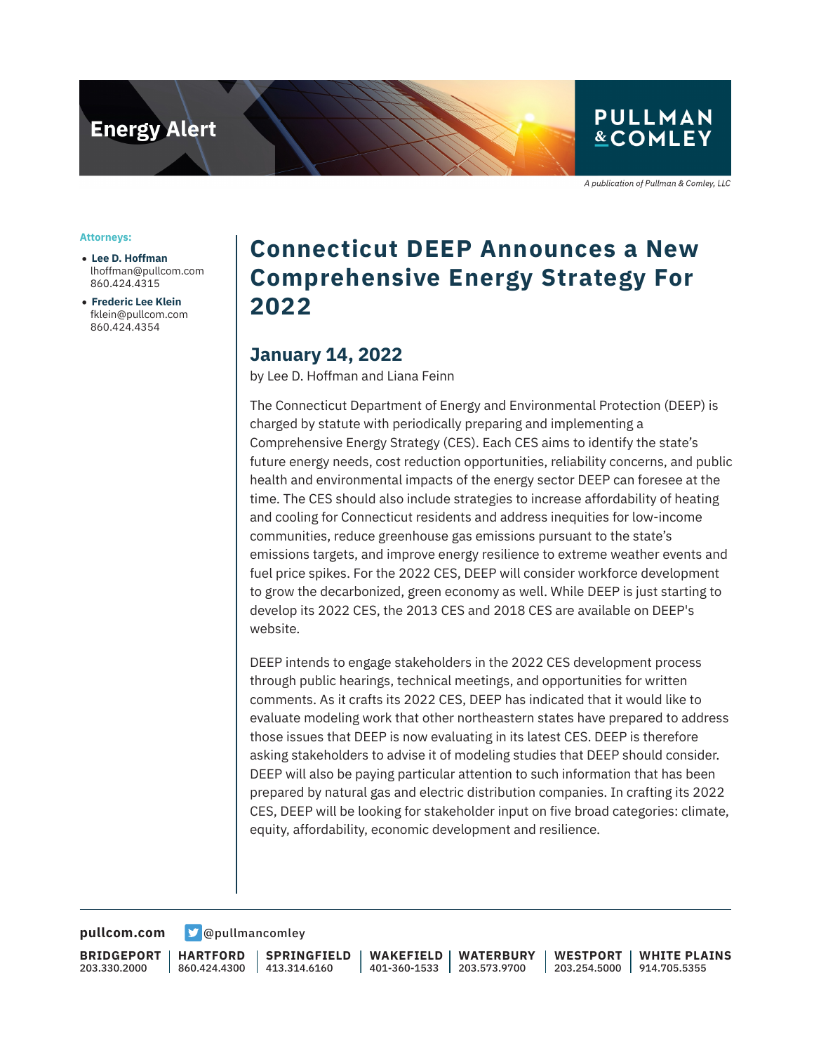Energy Alert

A publication of Pullman & Comley, LLC

**Attorneys:**

- **Lee D. Hoffman**
  lhoffman@pullcom.com
  860.424.4315
- **Frederic Lee Klein**
  fklein@pullcom.com
  860.424.4354

# Connecticut DEEP Announces a New Comprehensive Energy Strategy For 2022

## January 14, 2022

by Lee D. Hoffman and Liana Feinn

The Connecticut Department of Energy and Environmental Protection (DEEP) is charged by statute with periodically preparing and implementing a Comprehensive Energy Strategy (CES). Each CES aims to identify the state's future energy needs, cost reduction opportunities, reliability concerns, and public health and environmental impacts of the energy sector DEEP can foresee at the time. The CES should also include strategies to increase affordability of heating and cooling for Connecticut residents and address inequities for low-income communities, reduce greenhouse gas emissions pursuant to the state's emissions targets, and improve energy resilience to extreme weather events and fuel price spikes. For the 2022 CES, DEEP will consider workforce development to grow the decarbonized, green economy as well. While DEEP is just starting to develop its 2022 CES, the 2013 CES and 2018 CES are available on DEEP's website.

DEEP intends to engage stakeholders in the 2022 CES development process through public hearings, technical meetings, and opportunities for written comments. As it crafts its 2022 CES, DEEP has indicated that it would like to evaluate modeling work that other northeastern states have prepared to address those issues that DEEP is now evaluating in its latest CES. DEEP is therefore asking stakeholders to advise it of modeling studies that DEEP should consider. DEEP will also be paying particular attention to such information that has been prepared by natural gas and electric distribution companies. In crafting its 2022 CES, DEEP will be looking for stakeholder input on five broad categories: climate, equity, affordability, economic development and resilience.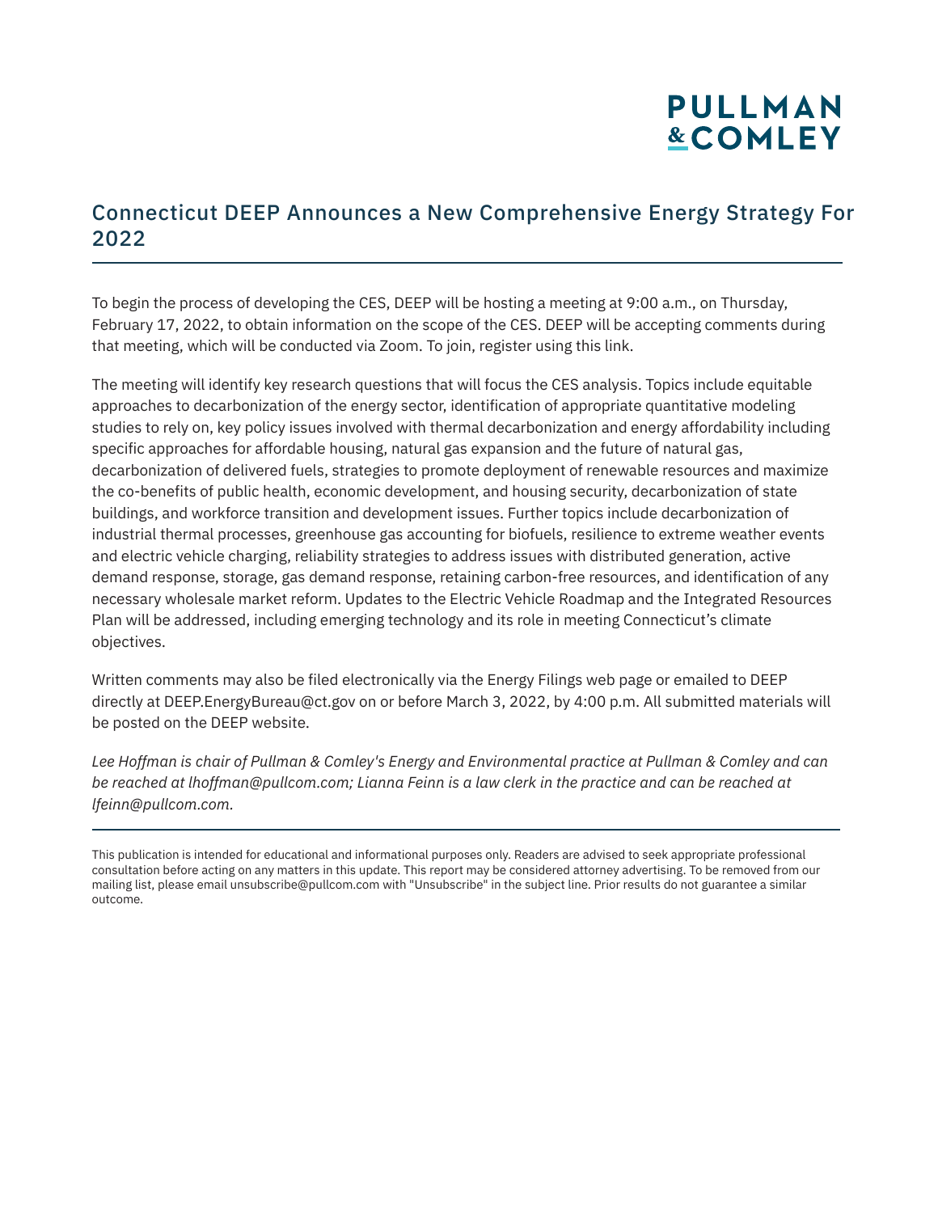# Connecticut DEEP Announces a New Comprehensive Energy Strategy For 2022

To begin the process of developing the CES, DEEP will be hosting a meeting at 9:00 a.m., on Thursday, February 17, 2022, to obtain information on the scope of the CES. DEEP will be accepting comments during that meeting, which will be conducted via Zoom. To join, register using this link.

The meeting will identify key research questions that will focus the CES analysis. Topics include equitable approaches to decarbonization of the energy sector, identification of appropriate quantitative modeling studies to rely on, key policy issues involved with thermal decarbonization and energy affordability including specific approaches for affordable housing, natural gas expansion and the future of natural gas, decarbonization of delivered fuels, strategies to promote deployment of renewable resources and maximize the co-benefits of public health, economic development, and housing security, decarbonization of state buildings, and workforce transition and development issues. Further topics include decarbonization of industrial thermal processes, greenhouse gas accounting for biofuels, resilience to extreme weather events and electric vehicle charging, reliability strategies to address issues with distributed generation, active demand response, storage, gas demand response, retaining carbon-free resources, and identification of any necessary wholesale market reform. Updates to the Electric Vehicle Roadmap and the Integrated Resources Plan will be addressed, including emerging technology and its role in meeting Connecticut's climate objectives.

Written comments may also be filed electronically via the Energy Filings web page or emailed to DEEP directly at DEEP.EnergyBureau@ct.gov on or before March 3, 2022, by 4:00 p.m. All submitted materials will be posted on the DEEP website.

*Lee Hoffman is chair of Pullman & Comley's Energy and Environmental practice at Pullman & Comley and can be reached at lhoffman@pullcom.com; Lianna Feinn is a law clerk in the practice and can be reached at lfeinn@pullcom.com.*

---

This publication is intended for educational and informational purposes only. Readers are advised to seek appropriate professional consultation before acting on any matters in this update. This report may be considered attorney advertising. To be removed from our mailing list, please email unsubscribe@pullcom.com with "Unsubscribe" in the subject line. Prior results do not guarantee a similar outcome.